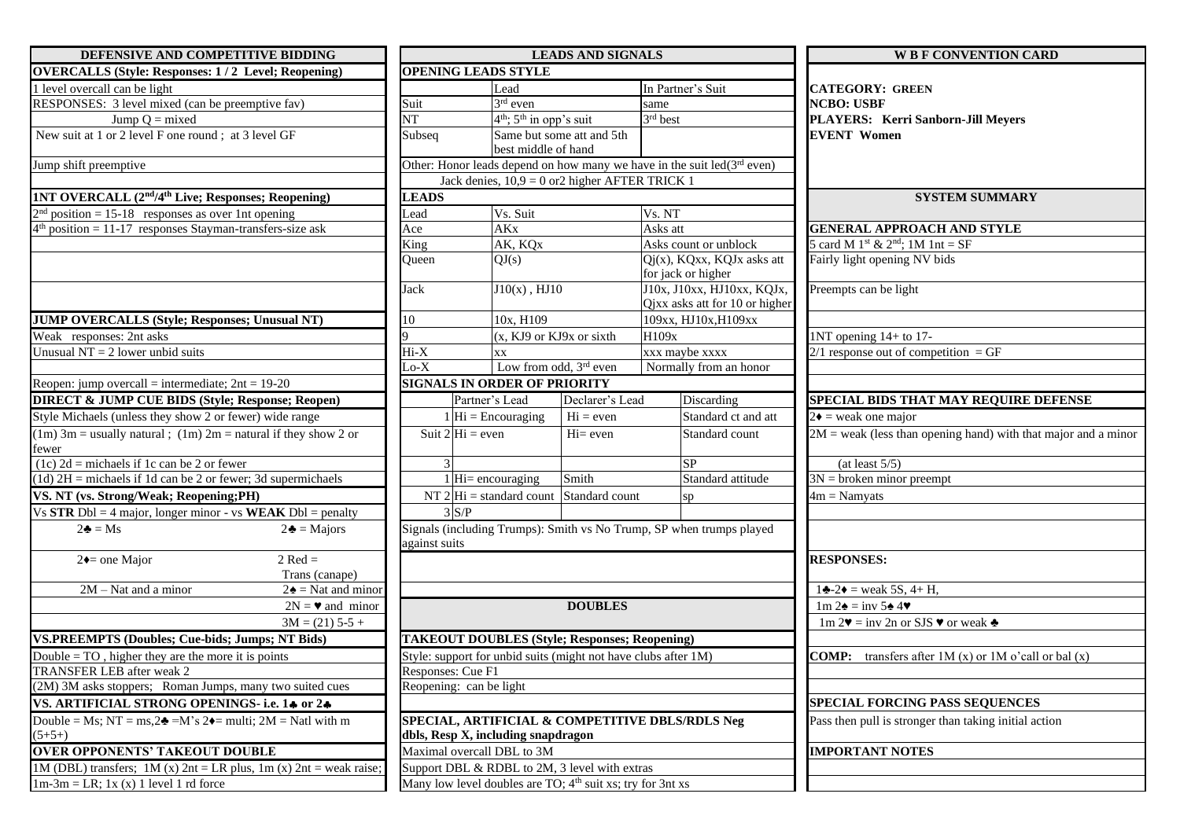## DEFENSIVE AND COMPETITIVE BIDDING

**OVERCALLS (Style: Responses: 1 / 2 Level; Reopening)**

1 level overcall can be light

RESPONSES: 3 level mixed (can be preemptive fav)

Jump Q = mixed

New suit at 1 or 2 level F one round ; at 3 level GF

Jump shift preemptive

**1NT OVERCALL (2nd/4th Live; Responses; Reopening)**

2nd position = 15-18 responses as over 1nt opening

4th position = 11-17 responses Stayman-transfers-size ask

**JUMP OVERCALLS (Style; Responses; Unusual NT)**

Weak responses: 2nt asks

Unusual NT = 2 lower unbid suits

Reopen: jump overcall = intermediate; 2nt = 19-20

**DIRECT & JUMP CUE BIDS (Style; Response; Reopen)**

Style Michaels (unless they show 2 or fewer) wide range

(1m) 3m = usually natural ; (1m) 2m = natural if they show 2 or fewer

(1c) 2d = michaels if 1c can be 2 or fewer

(1d) 2H = michaels if 1d can be 2 or fewer; 3d supermichaels

**VS. NT (vs. Strong/Weak; Reopening;PH)**

Vs **STR** Dbl = 4 major, longer minor - vs **WEAK** Dbl = penalty

| Vs Strong | Vs Weak |
|---|---|
| 2♣ = Ms | 2♣ = Majors |
| 2♦= one Major | 2 Red = Trans (canape) |
| 2M – Nat and a minor | 2♠ = Nat and minor |
| | 2N = ♥ and minor |
| | 3M = (21) 5-5 + |

**VS.PREEMPTS (Doubles; Cue-bids; Jumps; NT Bids)**

Double = TO , higher they are the more it is points

TRANSFER LEB after weak 2

(2M) 3M asks stoppers; Roman Jumps, many two suited cues

**VS. ARTIFICIAL STRONG OPENINGS- i.e. 1♣ or 2♣**

Double = Ms; NT = ms,2♣ =M's 2♦= multi; 2M = Natl with m (5+5+)

**OVER OPPONENTS' TAKEOUT DOUBLE**

1M (DBL) transfers; 1M (x) 2nt = LR plus, 1m (x) 2nt = weak raise;

1m-3m = LR; 1x (x) 1 level 1 rd force

## LEADS AND SIGNALS

**OPENING LEADS STYLE**

| | Lead | In Partner's Suit |
|---|---|---|
| Suit | 3rd even | same |
| NT | 4th; 5th in opp's suit | 3rd best |
| Subseq | Same but some att and 5th best middle of hand | |

Other: Honor leads depend on how many we have in the suit led(3rd even)

Jack denies, 10,9 = 0 or2 higher AFTER TRICK 1

**LEADS**

| Lead | Vs. Suit | Vs. NT |
|---|---|---|
| Ace | AKx | Asks att |
| King | AK, KQx | Asks count or unblock |
| Queen | QJ(s) | Qj(x), KQxx, KQJx asks att for jack or higher |
| Jack | J10(x) , HJ10 | J10x, J10xx, HJ10xx, KQJx, Qjxx asks att for 10 or higher |
| 10 | 10x, H109 | 109xx, HJ10x,H109xx |
| 9 | (x, KJ9 or KJ9x or sixth | H109x |
| Hi-X | xx | xxx maybe xxxx |
| Lo-X | Low from odd, 3rd even | Normally from an honor |

**SIGNALS IN ORDER OF PRIORITY**

| | | Partner's Lead | Declarer's Lead | Discarding |
|---|---|---|---|---|
| Suit | 1 | Hi = Encouraging | Hi = even | Standard ct and att |
| | 2 | Hi = even | Hi= even | Standard count |
| | 3 | | | SP |
| NT | 1 | Hi= encouraging | Smith | Standard attitude |
| | 2 | Hi = standard count | Standard count | sp |
| | 3 | S/P | | |

Signals (including Trumps): Smith vs No Trump, SP when trumps played against suits

## DOUBLES

**TAKEOUT DOUBLES (Style; Responses; Reopening)**

Style: support for unbid suits (might not have clubs after 1M)

Responses: Cue F1

Reopening: can be light

**SPECIAL, ARTIFICIAL & COMPETITIVE DBLS/RDLS Neg dbls, Resp X, including snapdragon**

Maximal overcall DBL to 3M

Support DBL & RDBL to 2M, 3 level with extras

Many low level doubles are TO; 4th suit xs; try for 3nt xs

## W B F CONVENTION CARD

**CATEGORY: GREEN**

**NCBO: USBF**

**PLAYERS: Kerri Sanborn-Jill Meyers**

**EVENT Women**

## SYSTEM SUMMARY

**GENERAL APPROACH AND STYLE**

5 card M 1st & 2nd; 1M 1nt = SF

Fairly light opening NV bids

Preempts can be light

1NT opening 14+ to 17-

2/1 response out of competition = GF

**SPECIAL BIDS THAT MAY REQUIRE DEFENSE**

2♦ = weak one major

2M = weak (less than opening hand) with that major and a minor

(at least 5/5)

3N = broken minor preempt

4m = Namyats

**RESPONSES:**

1♣-2♦ = weak 5S, 4+ H,

1m 2♠ = inv 5♠ 4♥

1m 2♥ = inv 2n or SJS ♥ or weak ♣

**COMP:** transfers after 1M (x) or 1M o'call or bal (x)

**SPECIAL FORCING PASS SEQUENCES**

Pass then pull is stronger than taking initial action

**IMPORTANT NOTES**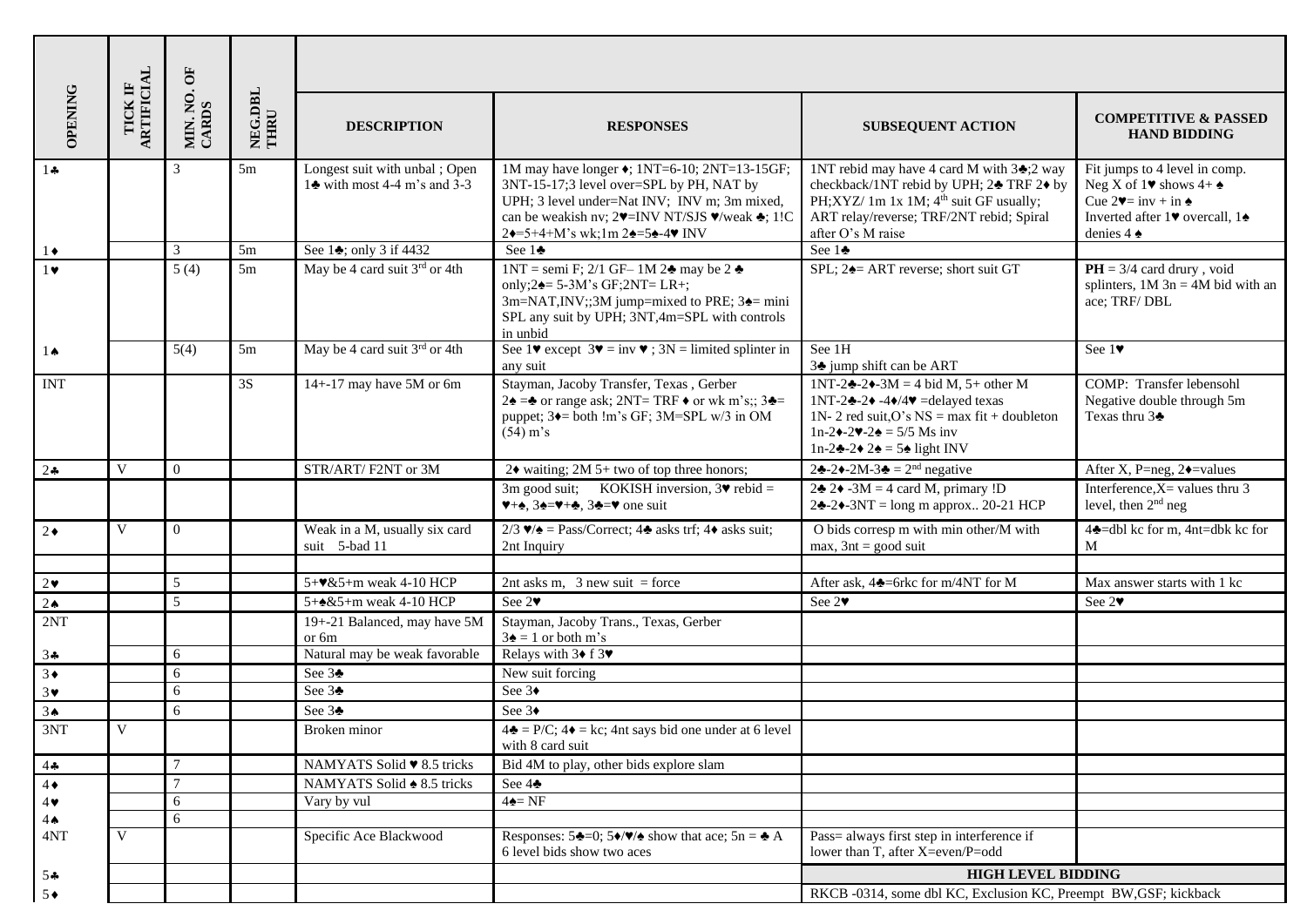| OPENING | TICK IF ARTIFICIAL | MIN. NO. OF CARDS | NEG.DBL THRU | DESCRIPTION | RESPONSES | SUBSEQUENT ACTION | COMPETITIVE & PASSED HAND BIDDING |
|---|---|---|---|---|---|---|---|
| 1♣ | | 3 | 5m | Longest suit with unbal ; Open 1♣ with most 4-4 m's and 3-3 | 1M may have longer ♦; 1NT=6-10; 2NT=13-15GF; 3NT-15-17;3 level over=SPL by PH, NAT by UPH; 3 level under=Nat INV; INV m; 3m mixed, can be weakish nv; 2♥=INV NT/SJS ♥/weak ♣; 1!C 2♦=5+4+M's wk;1m 2♠=5♠-4♥ INV | 1NT rebid may have 4 card M with 3♣;2 way checkback/1NT rebid by UPH; 2♣ TRF 2♦ by PH;XYZ/ 1m 1x 1M; 4th suit GF usually; ART relay/reverse; TRF/2NT rebid; Spiral after O's M raise | Fit jumps to 4 level in comp. Neg X of 1♥ shows 4+ ♠ Cue 2♥= inv + in ♠ Inverted after 1♥ overcall, 1♠ denies 4 ♠ |
| 1♦ | | 3 | 5m | See 1♣; only 3 if 4432 | See 1♣ | See 1♣ | |
| 1♥ | | 5 (4) | 5m | May be 4 card suit 3rd or 4th | 1NT = semi F; 2/1 GF– 1M 2♣ may be 2 ♣ only;2♠= 5-3M's GF;2NT= LR+; 3m=NAT,INV;;3M jump=mixed to PRE; 3♠= mini SPL any suit by UPH; 3NT,4m=SPL with controls in unbid | SPL; 2♠= ART reverse; short suit GT | **PH** = 3/4 card drury , void splinters, 1M 3n = 4M bid with an ace; TRF/ DBL |
| 1♠ | | 5(4) | 5m | May be 4 card suit 3rd or 4th | See 1♥ except 3♥ = inv ♥ ; 3N = limited splinter in any suit | See 1H 3♣ jump shift can be ART | See 1♥ |
| INT | | | 3S | 14+-17 may have 5M or 6m | Stayman, Jacoby Transfer, Texas , Gerber 2♠ =♣ or range ask; 2NT= TRF ♦ or wk m's;; 3♣= puppet; 3♦= both !m's GF; 3M=SPL w/3 in OM (54) m's | 1NT-2♣-2♦-3M = 4 bid M, 5+ other M 1NT-2♣-2♦ -4♦/4♥ =delayed texas 1N- 2 red suit,O's NS = max fit + doubleton 1n-2♦-2♥-2♠ = 5/5 Ms inv 1n-2♣-2♦ 2♠ = 5♠ light INV | COMP: Transfer lebensohl Negative double through 5m Texas thru 3♣ |
| 2♣ | V | 0 | | STR/ART/ F2NT or 3M | 2♦ waiting; 2M 5+ two of top three honors; | 2♣-2♦-2M-3♣ = 2nd negative | After X, P=neg, 2♦=values |
| | | | | | 3m good suit; KOKISH inversion, 3♥ rebid = ♥+♠, 3♠=♥+♣, 3♣=♥ one suit | 2♣ 2♦ -3M = 4 card M, primary !D 2♣-2♦-3NT = long m approx.. 20-21 HCP | Interference,X= values thru 3 level, then 2nd neg |
| 2♦ | V | 0 | | Weak in a M, usually six card suit 5-bad 11 | 2/3 ♥/♠ = Pass/Correct; 4♣ asks trf; 4♦ asks suit; 2nt Inquiry | O bids corresp m with min other/M with max, 3nt = good suit | 4♣=dbl kc for m, 4nt=dbk kc for M |
| | | | | | | | |
| 2♥ | | 5 | | 5+♥&5+m weak 4-10 HCP | 2nt asks m, 3 new suit = force | After ask, 4♣=6rkc for m/4NT for M | Max answer starts with 1 kc |
| 2♠ | | 5 | | 5+♠&5+m weak 4-10 HCP | See 2♥ | See 2♥ | See 2♥ |
| 2NT | | | | 19+-21 Balanced, may have 5M or 6m | Stayman, Jacoby Trans., Texas, Gerber 3♠ = 1 or both m's | | |
| 3♣ | | 6 | | Natural may be weak favorable | Relays with 3♦ f 3♥ | | |
| 3♦ | | 6 | | See 3♣ | New suit forcing | | |
| 3♥ | | 6 | | See 3♣ | See 3♦ | | |
| 3♠ | | 6 | | See 3♣ | See 3♦ | | |
| 3NT | V | | | Broken minor | 4♣ = P/C; 4♦ = kc; 4nt says bid one under at 6 level with 8 card suit | | |
| 4♣ | | 7 | | NAMYATS Solid ♥ 8.5 tricks | Bid 4M to play, other bids explore slam | | |
| 4♦ | | 7 | | NAMYATS Solid ♠ 8.5 tricks | See 4♣ | | |
| 4♥ | | 6 | | Vary by vul | 4♠= NF | | |
| 4♠ | | 6 | | | | | |
| 4NT | V | | | Specific Ace Blackwood | Responses: 5♣=0; 5♦/♥/♠ show that ace; 5n = ♣ A 6 level bids show two aces | Pass= always first step in interference if lower than T, after X=even/P=odd | |
| 5♣ | | | | | | **HIGH LEVEL BIDDING** | |
| 5♦ | | | | | | RKCB -0314, some dbl KC, Exclusion KC, Preempt BW,GSF; kickback | |